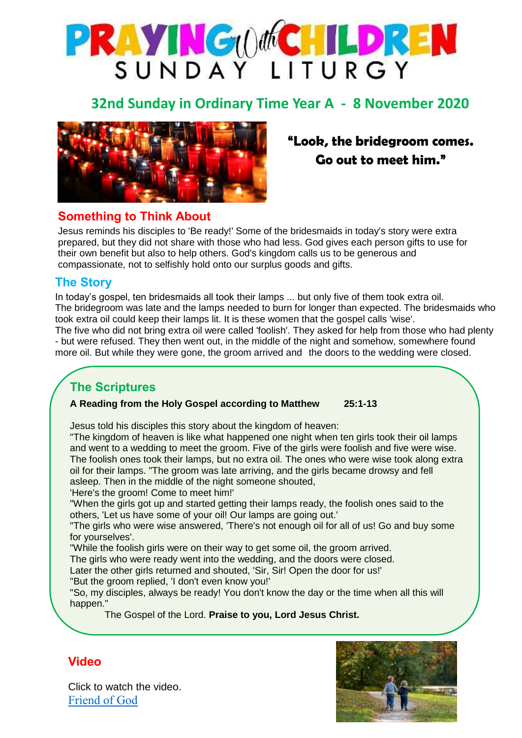# PRAYING with CHILDREN SUNDAY LITURGY

## 32nd Sunday in Ordinary Time Year A - 8 November 2020

**"Look, the bridegroom comes. Go out to meet him."**

## Something to Think About

Jesus reminds his disciples to 'Be ready!' Some of the bridesmaids in today's story were extra prepared, but they did not share with those who had less. God gives each person gifts to use for their own benefit but also to help others. God's kingdom calls us to be generous and compassionate, not to selfishly hold onto our surplus goods and gifts.

## The Story

In today's gospel, ten bridesmaids all took their lamps ... but only five of them took extra oil. The bridegroom was late and the lamps needed to burn for longer than expected. The bridesmaids who took extra oil could keep their lamps lit. It is these women that the gospel calls 'wise'.
The five who did not bring extra oil were called 'foolish'. They asked for help from those who had plenty - but were refused. They then went out, in the middle of the night and somehow, somewhere found more oil. But while they were gone, the groom arrived and the doors to the wedding were closed.

## The Scriptures

**A Reading from the Holy Gospel according to Matthew 25:1-13**

Jesus told his disciples this story about the kingdom of heaven:
"The kingdom of heaven is like what happened one night when ten girls took their oil lamps and went to a wedding to meet the groom. Five of the girls were foolish and five were wise. The foolish ones took their lamps, but no extra oil. The ones who were wise took along extra oil for their lamps. "The groom was late arriving, and the girls became drowsy and fell asleep. Then in the middle of the night someone shouted,
'Here's the groom! Come to meet him!'
"When the girls got up and started getting their lamps ready, the foolish ones said to the others, 'Let us have some of your oil! Our lamps are going out.'
"The girls who were wise answered, 'There's not enough oil for all of us! Go and buy some for yourselves'.
"While the foolish girls were on their way to get some oil, the groom arrived.
The girls who were ready went into the wedding, and the doors were closed.
Later the other girls returned and shouted, 'Sir, Sir! Open the door for us!'
"But the groom replied, 'I don't even know you!'
"So, my disciples, always be ready! You don't know the day or the time when all this will happen."

The Gospel of the Lord. **Praise to you, Lord Jesus Christ.**

## Video

Click to watch the video.
Friend of God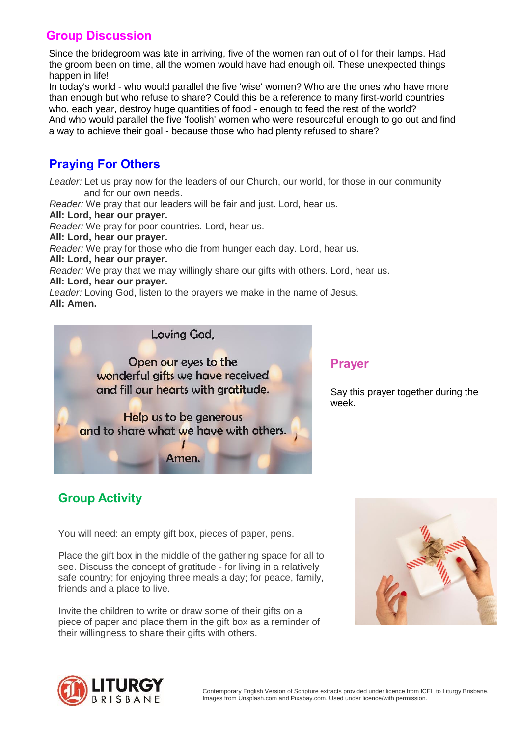## Group Discussion

Since the bridegroom was late in arriving, five of the women ran out of oil for their lamps. Had the groom been on time, all the women would have had enough oil. These unexpected things happen in life!
In today's world - who would parallel the five 'wise' women? Who are the ones who have more than enough but who refuse to share? Could this be a reference to many first-world countries who, each year, destroy huge quantities of food - enough to feed the rest of the world?
And who would parallel the five 'foolish' women who were resourceful enough to go out and find a way to achieve their goal - because those who had plenty refused to share?

## Praying For Others

*Leader:* Let us pray now for the leaders of our Church, our world, for those in our community and for our own needs.
*Reader:* We pray that our leaders will be fair and just. Lord, hear us.
**All: Lord, hear our prayer.**
*Reader:* We pray for poor countries. Lord, hear us.
**All: Lord, hear our prayer.**
*Reader:* We pray for those who die from hunger each day. Lord, hear us.
**All: Lord, hear our prayer.**
*Reader:* We pray that we may willingly share our gifts with others. Lord, hear us.
**All: Lord, hear our prayer.**
*Leader:* Loving God, listen to the prayers we make in the name of Jesus.
**All: Amen.**

Loving God,

Open our eyes to the wonderful gifts we have received and fill our hearts with gratitude.

Help us to be generous and to share what we have with others.

Amen.

## Prayer

Say this prayer together during the week.

## Group Activity

You will need: an empty gift box, pieces of paper, pens.

Place the gift box in the middle of the gathering space for all to see. Discuss the concept of gratitude - for living in a relatively safe country; for enjoying three meals a day; for peace, family, friends and a place to live.

Invite the children to write or draw some of their gifts on a piece of paper and place them in the gift box as a reminder of their willingness to share their gifts with others.

Contemporary English Version of Scripture extracts provided under licence from ICEL to Liturgy Brisbane.
Images from Unsplash.com and Pixabay.com. Used under licence/with permission.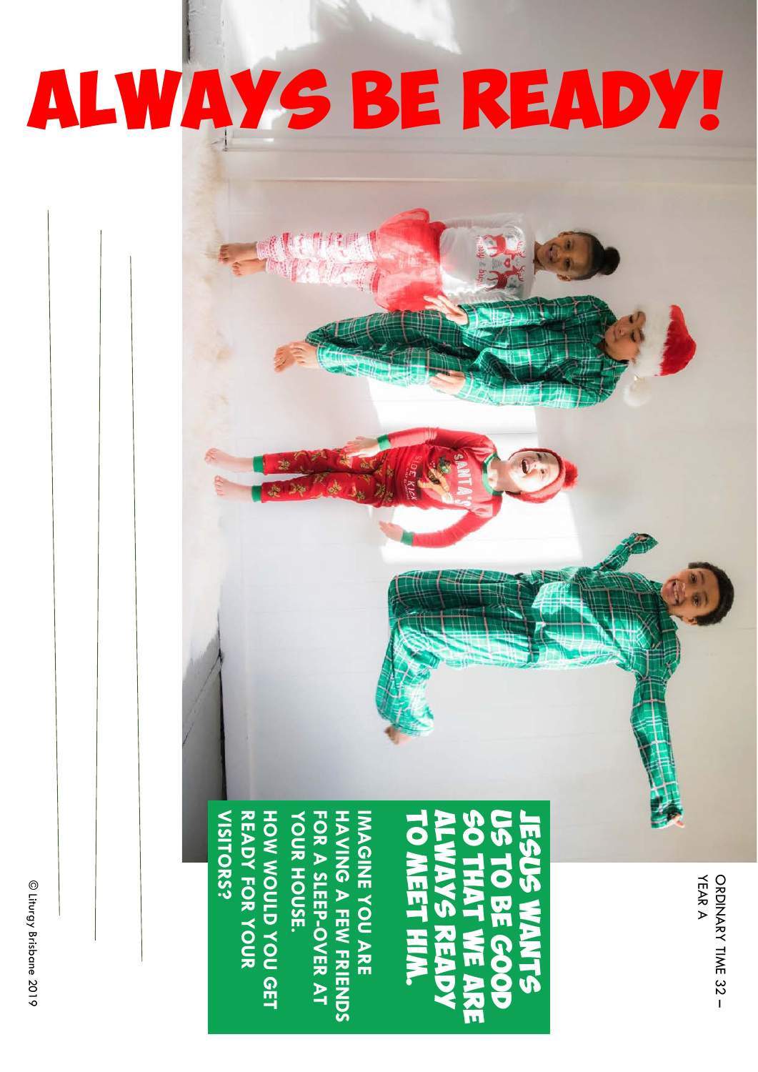# ALWAYS BE READY!

ORDINARY TIME 32 – YEAR A

**JESUS WANTS US TO BE GOOD SO THAT WE ARE ALWAYS READY TO MEET HIM.**

**IMAGINE YOU ARE HAVING A FEW FRIENDS FOR A SLEEP-OVER AT YOUR HOUSE. HOW WOULD YOU GET READY FOR YOUR VISITORS?**

© Liturgy Brisbane 2019